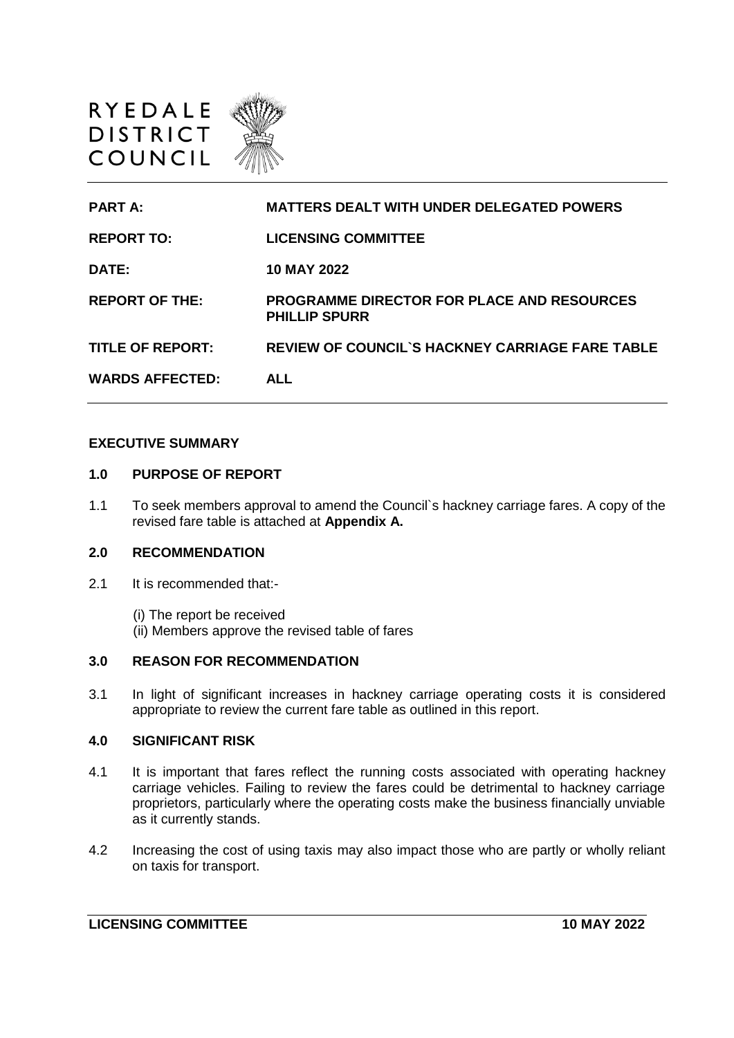RYEDALE DISTRICT COUNCIL

| | |
|---|---|
| **PART A:** | **MATTERS DEALT WITH UNDER DELEGATED POWERS** |
| **REPORT TO:** | **LICENSING COMMITTEE** |
| **DATE:** | **10 MAY 2022** |
| **REPORT OF THE:** | **PROGRAMME DIRECTOR FOR PLACE AND RESOURCES PHILLIP SPURR** |
| **TITLE OF REPORT:** | **REVIEW OF COUNCIL`S HACKNEY CARRIAGE FARE TABLE** |
| **WARDS AFFECTED:** | **ALL** |

## EXECUTIVE SUMMARY

### 1.0 PURPOSE OF REPORT

1.1 To seek members approval to amend the Council`s hackney carriage fares. A copy of the revised fare table is attached at **Appendix A.**

### 2.0 RECOMMENDATION

2.1 It is recommended that:-

(i) The report be received
(ii) Members approve the revised table of fares

### 3.0 REASON FOR RECOMMENDATION

3.1 In light of significant increases in hackney carriage operating costs it is considered appropriate to review the current fare table as outlined in this report.

### 4.0 SIGNIFICANT RISK

4.1 It is important that fares reflect the running costs associated with operating hackney carriage vehicles. Failing to review the fares could be detrimental to hackney carriage proprietors, particularly where the operating costs make the business financially unviable as it currently stands.

4.2 Increasing the cost of using taxis may also impact those who are partly or wholly reliant on taxis for transport.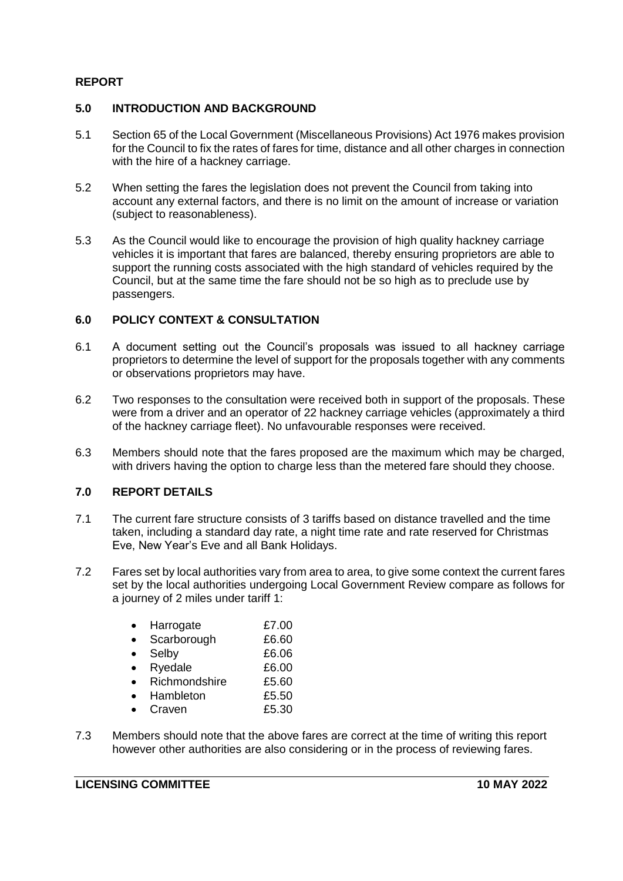## REPORT

### 5.0 INTRODUCTION AND BACKGROUND

5.1 Section 65 of the Local Government (Miscellaneous Provisions) Act 1976 makes provision for the Council to fix the rates of fares for time, distance and all other charges in connection with the hire of a hackney carriage.

5.2 When setting the fares the legislation does not prevent the Council from taking into account any external factors, and there is no limit on the amount of increase or variation (subject to reasonableness).

5.3 As the Council would like to encourage the provision of high quality hackney carriage vehicles it is important that fares are balanced, thereby ensuring proprietors are able to support the running costs associated with the high standard of vehicles required by the Council, but at the same time the fare should not be so high as to preclude use by passengers.

### 6.0 POLICY CONTEXT & CONSULTATION

6.1 A document setting out the Council's proposals was issued to all hackney carriage proprietors to determine the level of support for the proposals together with any comments or observations proprietors may have.

6.2 Two responses to the consultation were received both in support of the proposals. These were from a driver and an operator of 22 hackney carriage vehicles (approximately a third of the hackney carriage fleet). No unfavourable responses were received.

6.3 Members should note that the fares proposed are the maximum which may be charged, with drivers having the option to charge less than the metered fare should they choose.

### 7.0 REPORT DETAILS

7.1 The current fare structure consists of 3 tariffs based on distance travelled and the time taken, including a standard day rate, a night time rate and rate reserved for Christmas Eve, New Year's Eve and all Bank Holidays.

7.2 Fares set by local authorities vary from area to area, to give some context the current fares set by the local authorities undergoing Local Government Review compare as follows for a journey of 2 miles under tariff 1:

- Harrogate £7.00
- Scarborough £6.60
- Selby £6.06
- Ryedale £6.00
- Richmondshire £5.60
- Hambleton £5.50
- Craven £5.30

7.3 Members should note that the above fares are correct at the time of writing this report however other authorities are also considering or in the process of reviewing fares.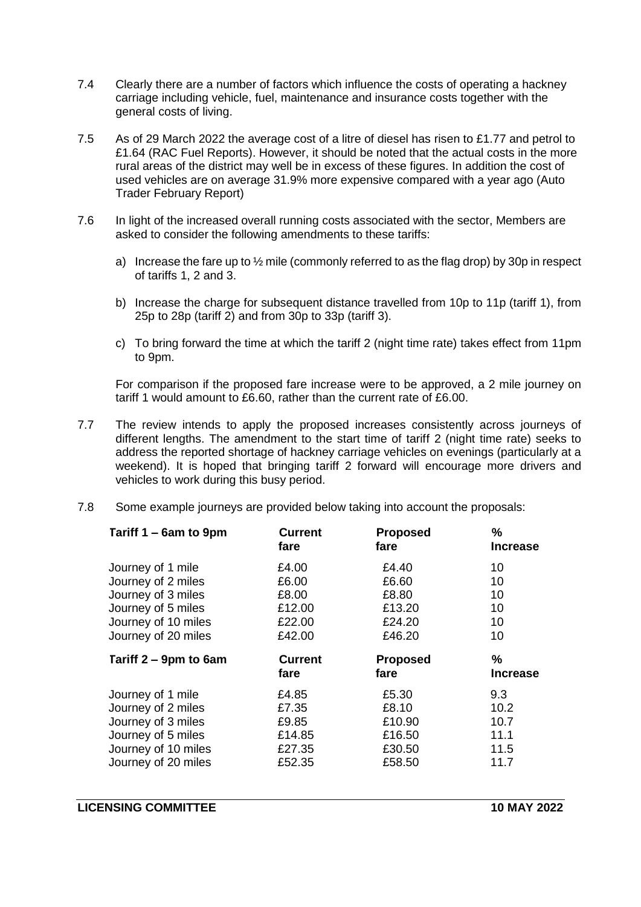7.4 Clearly there are a number of factors which influence the costs of operating a hackney carriage including vehicle, fuel, maintenance and insurance costs together with the general costs of living.

7.5 As of 29 March 2022 the average cost of a litre of diesel has risen to £1.77 and petrol to £1.64 (RAC Fuel Reports). However, it should be noted that the actual costs in the more rural areas of the district may well be in excess of these figures. In addition the cost of used vehicles are on average 31.9% more expensive compared with a year ago (Auto Trader February Report)

7.6 In light of the increased overall running costs associated with the sector, Members are asked to consider the following amendments to these tariffs:

a) Increase the fare up to ½ mile (commonly referred to as the flag drop) by 30p in respect of tariffs 1, 2 and 3.

b) Increase the charge for subsequent distance travelled from 10p to 11p (tariff 1), from 25p to 28p (tariff 2) and from 30p to 33p (tariff 3).

c) To bring forward the time at which the tariff 2 (night time rate) takes effect from 11pm to 9pm.

For comparison if the proposed fare increase were to be approved, a 2 mile journey on tariff 1 would amount to £6.60, rather than the current rate of £6.00.

7.7 The review intends to apply the proposed increases consistently across journeys of different lengths. The amendment to the start time of tariff 2 (night time rate) seeks to address the reported shortage of hackney carriage vehicles on evenings (particularly at a weekend). It is hoped that bringing tariff 2 forward will encourage more drivers and vehicles to work during this busy period.

7.8 Some example journeys are provided below taking into account the proposals:

| Tariff 1 – 6am to 9pm | Current fare | Proposed fare | % Increase |
|---|---|---|---|
| Journey of 1 mile | £4.00 | £4.40 | 10 |
| Journey of 2 miles | £6.00 | £6.60 | 10 |
| Journey of 3 miles | £8.00 | £8.80 | 10 |
| Journey of 5 miles | £12.00 | £13.20 | 10 |
| Journey of 10 miles | £22.00 | £24.20 | 10 |
| Journey of 20 miles | £42.00 | £46.20 | 10 |

| Tariff 2 – 9pm to 6am | Current fare | Proposed fare | % Increase |
|---|---|---|---|
| Journey of 1 mile | £4.85 | £5.30 | 9.3 |
| Journey of 2 miles | £7.35 | £8.10 | 10.2 |
| Journey of 3 miles | £9.85 | £10.90 | 10.7 |
| Journey of 5 miles | £14.85 | £16.50 | 11.1 |
| Journey of 10 miles | £27.35 | £30.50 | 11.5 |
| Journey of 20 miles | £52.35 | £58.50 | 11.7 |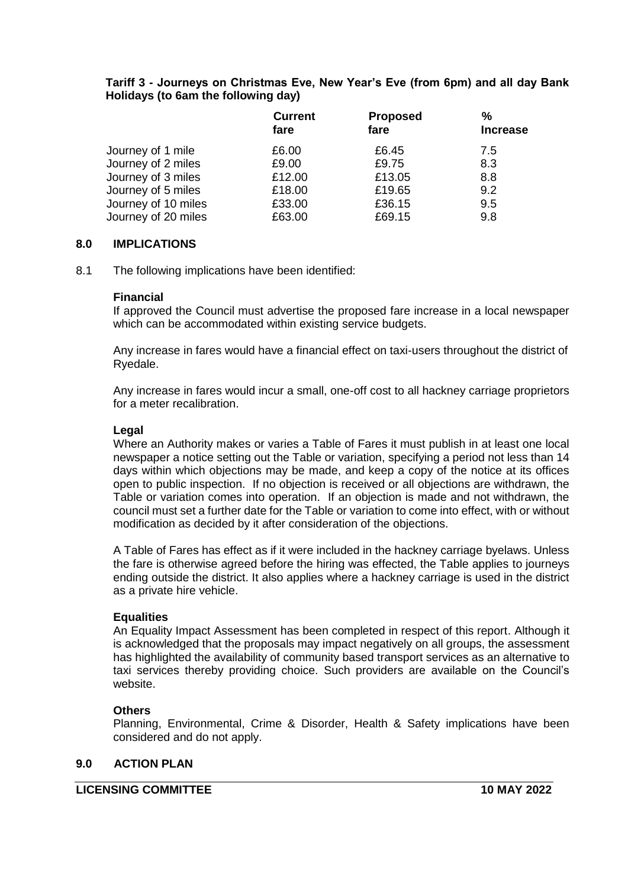**Tariff 3 - Journeys on Christmas Eve, New Year's Eve (from 6pm) and all day Bank Holidays (to 6am the following day)**

| | Current fare | Proposed fare | % Increase |
|---|---|---|---|
| Journey of 1 mile | £6.00 | £6.45 | 7.5 |
| Journey of 2 miles | £9.00 | £9.75 | 8.3 |
| Journey of 3 miles | £12.00 | £13.05 | 8.8 |
| Journey of 5 miles | £18.00 | £19.65 | 9.2 |
| Journey of 10 miles | £33.00 | £36.15 | 9.5 |
| Journey of 20 miles | £63.00 | £69.15 | 9.8 |

## 8.0 IMPLICATIONS

8.1 The following implications have been identified:

**Financial**

If approved the Council must advertise the proposed fare increase in a local newspaper which can be accommodated within existing service budgets.

Any increase in fares would have a financial effect on taxi-users throughout the district of Ryedale.

Any increase in fares would incur a small, one-off cost to all hackney carriage proprietors for a meter recalibration.

**Legal**

Where an Authority makes or varies a Table of Fares it must publish in at least one local newspaper a notice setting out the Table or variation, specifying a period not less than 14 days within which objections may be made, and keep a copy of the notice at its offices open to public inspection. If no objection is received or all objections are withdrawn, the Table or variation comes into operation. If an objection is made and not withdrawn, the council must set a further date for the Table or variation to come into effect, with or without modification as decided by it after consideration of the objections.

A Table of Fares has effect as if it were included in the hackney carriage byelaws. Unless the fare is otherwise agreed before the hiring was effected, the Table applies to journeys ending outside the district. It also applies where a hackney carriage is used in the district as a private hire vehicle.

**Equalities**

An Equality Impact Assessment has been completed in respect of this report. Although it is acknowledged that the proposals may impact negatively on all groups, the assessment has highlighted the availability of community based transport services as an alternative to taxi services thereby providing choice. Such providers are available on the Council's website.

**Others**

Planning, Environmental, Crime & Disorder, Health & Safety implications have been considered and do not apply.

## 9.0 ACTION PLAN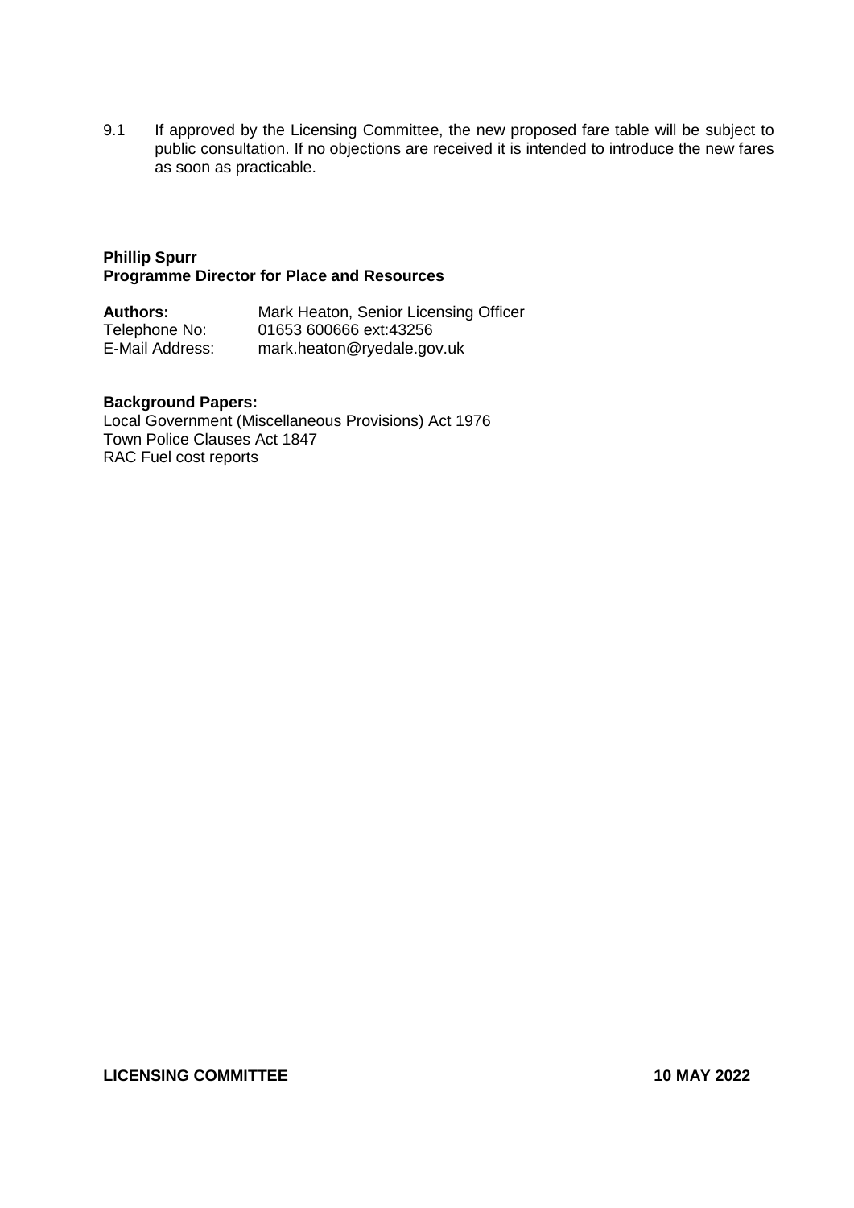9.1 If approved by the Licensing Committee, the new proposed fare table will be subject to public consultation. If no objections are received it is intended to introduce the new fares as soon as practicable.

**Phillip Spurr**
**Programme Director for Place and Resources**

| | |
|---|---|
| **Authors:** | Mark Heaton, Senior Licensing Officer |
| Telephone No: | 01653 600666 ext:43256 |
| E-Mail Address: | mark.heaton@ryedale.gov.uk |

**Background Papers:**
Local Government (Miscellaneous Provisions) Act 1976
Town Police Clauses Act 1847
RAC Fuel cost reports